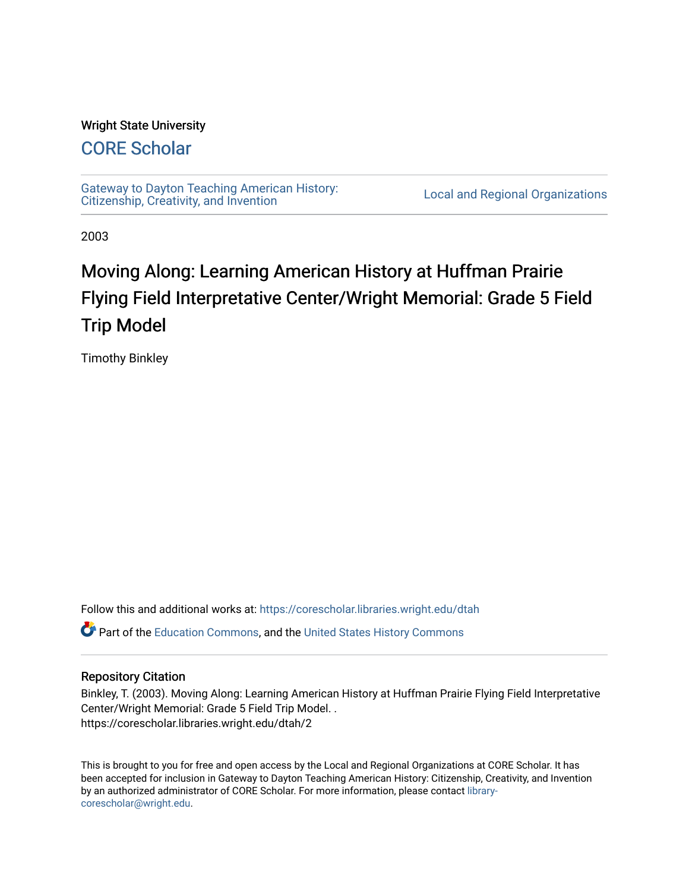Wright State University

## CORE Scholar

Gateway to Dayton Teaching American History: Citizenship, Creativity, and Invention

Local and Regional Organizations

2003

# Moving Along: Learning American History at Huffman Prairie Flying Field Interpretative Center/Wright Memorial: Grade 5 Field Trip Model

Timothy Binkley

Follow this and additional works at: https://corescholar.libraries.wright.edu/dtah

Part of the Education Commons, and the United States History Commons

### Repository Citation

Binkley, T. (2003). Moving Along: Learning American History at Huffman Prairie Flying Field Interpretative Center/Wright Memorial: Grade 5 Field Trip Model. .
https://corescholar.libraries.wright.edu/dtah/2

This is brought to you for free and open access by the Local and Regional Organizations at CORE Scholar. It has been accepted for inclusion in Gateway to Dayton Teaching American History: Citizenship, Creativity, and Invention by an authorized administrator of CORE Scholar. For more information, please contact library-corescholar@wright.edu.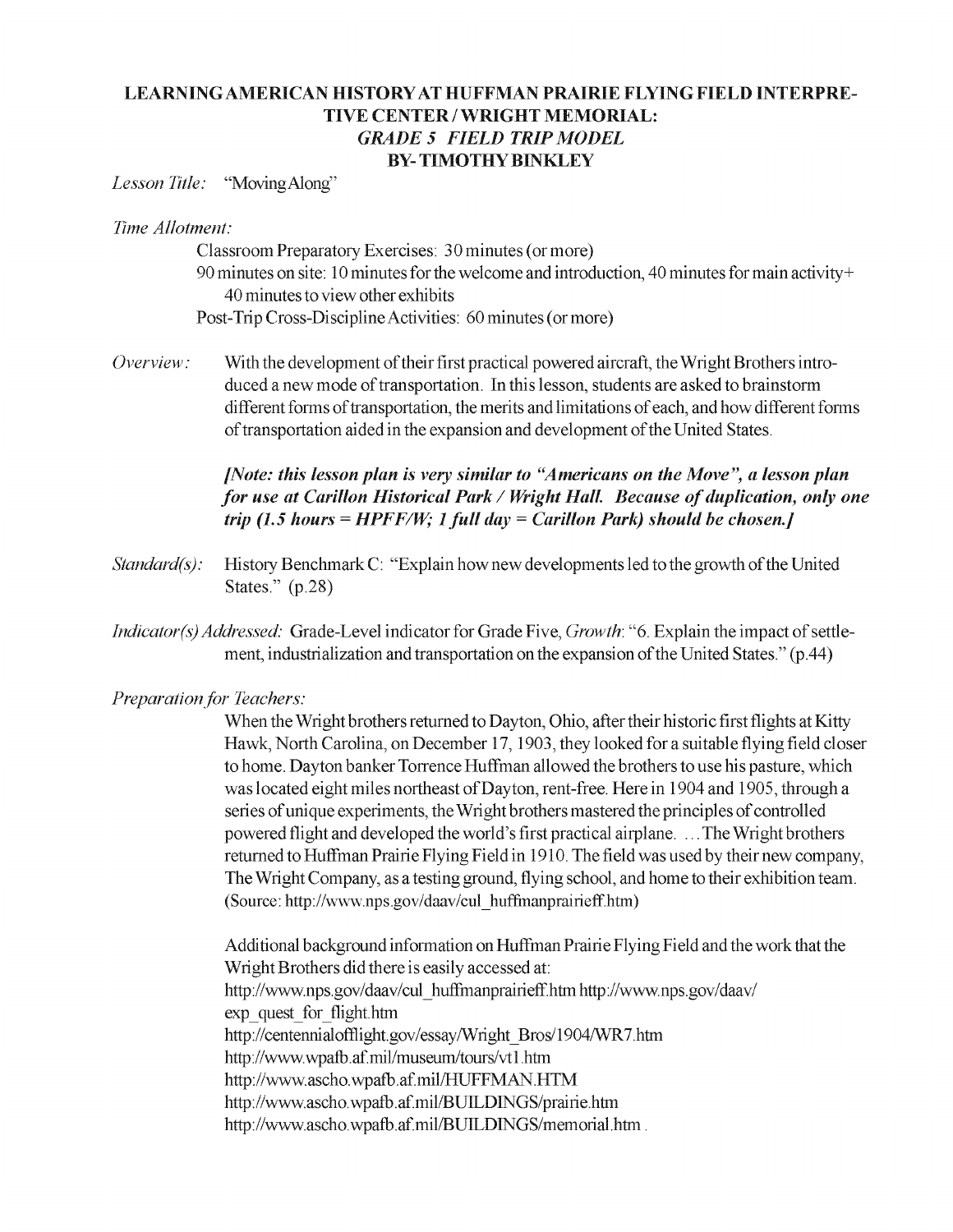**LEARNING AMERICAN HISTORY AT HUFFMAN PRAIRIE FLYING FIELD INTERPRETIVE CENTER / WRIGHT MEMORIAL:**
***GRADE 5 FIELD TRIP MODEL***
**BY- TIMOTHY BINKLEY**

*Lesson Title:* "Moving Along"

*Time Allotment:*

Classroom Preparatory Exercises: 30 minutes (or more)
90 minutes on site: 10 minutes for the welcome and introduction, 40 minutes for main activity+ 40 minutes to view other exhibits
Post-Trip Cross-Discipline Activities: 60 minutes (or more)

*Overview:* With the development of their first practical powered aircraft, the Wright Brothers introduced a new mode of transportation. In this lesson, students are asked to brainstorm different forms of transportation, the merits and limitations of each, and how different forms of transportation aided in the expansion and development of the United States.

***[Note: this lesson plan is very similar to "Americans on the Move", a lesson plan for use at Carillon Historical Park / Wright Hall. Because of duplication, only one trip (1.5 hours = HPFF/W; 1 full day = Carillon Park) should be chosen.]***

*Standard(s):* History Benchmark C: "Explain how new developments led to the growth of the United States." (p.28)

*Indicator(s) Addressed:* Grade-Level indicator for Grade Five, *Growth*: "6. Explain the impact of settlement, industrialization and transportation on the expansion of the United States." (p.44)

*Preparation for Teachers:*

When the Wright brothers returned to Dayton, Ohio, after their historic first flights at Kitty Hawk, North Carolina, on December 17, 1903, they looked for a suitable flying field closer to home. Dayton banker Torrence Huffman allowed the brothers to use his pasture, which was located eight miles northeast of Dayton, rent-free. Here in 1904 and 1905, through a series of unique experiments, the Wright brothers mastered the principles of controlled powered flight and developed the world's first practical airplane. ...The Wright brothers returned to Huffman Prairie Flying Field in 1910. The field was used by their new company, The Wright Company, as a testing ground, flying school, and home to their exhibition team. (Source: http://www.nps.gov/daav/cul_huffmanprairieff.htm)

Additional background information on Huffman Prairie Flying Field and the work that the Wright Brothers did there is easily accessed at:
http://www.nps.gov/daav/cul_huffmanprairieff.htm http://www.nps.gov/daav/exp_quest_for_flight.htm
http://centennialofflight.gov/essay/Wright_Bros/1904/WR7.htm
http://www.wpafb.af.mil/museum/tours/vt1.htm
http://www.ascho.wpafb.af.mil/HUFFMAN.HTM
http://www.ascho.wpafb.af.mil/BUILDINGS/prairie.htm
http://www.ascho.wpafb.af.mil/BUILDINGS/memorial.htm .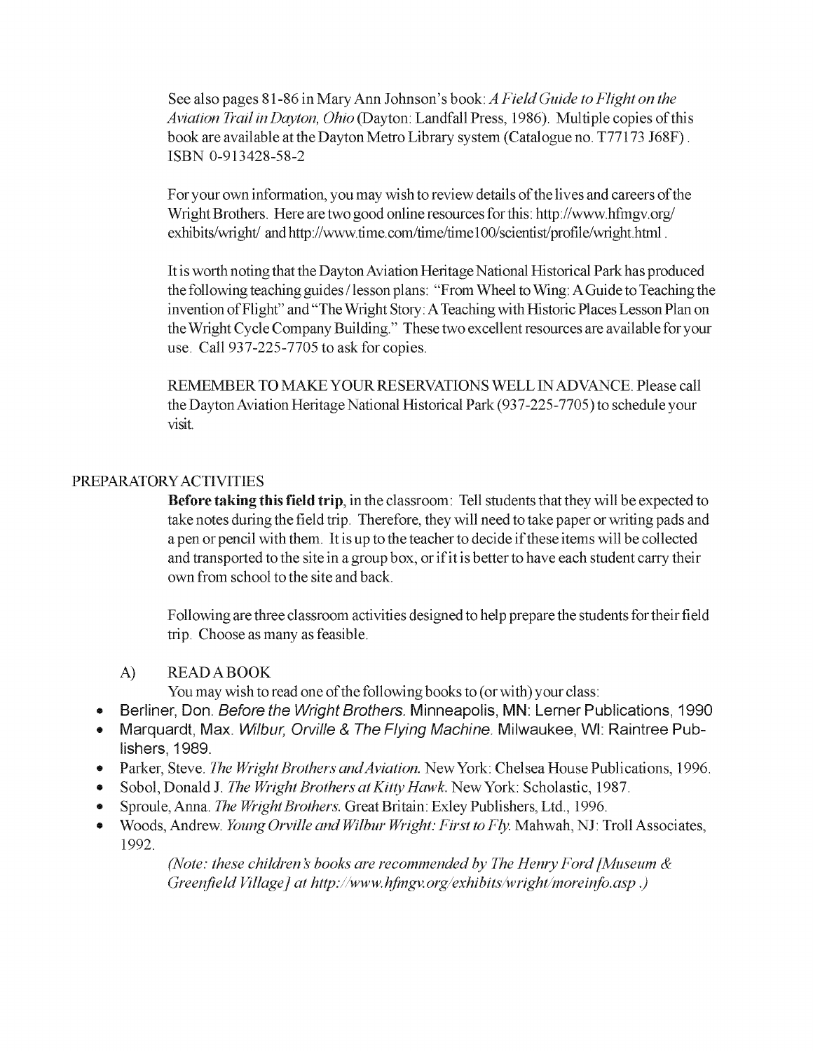See also pages 81-86 in Mary Ann Johnson's book: *A Field Guide to Flight on the Aviation Trail in Dayton, Ohio* (Dayton: Landfall Press, 1986). Multiple copies of this book are available at the Dayton Metro Library system (Catalogue no. T77173 J68F). ISBN 0-913428-58-2

For your own information, you may wish to review details of the lives and careers of the Wright Brothers. Here are two good online resources for this: http://www.hfmgv.org/exhibits/wright/ and http://www.time.com/time/time100/scientist/profile/wright.html .

It is worth noting that the Dayton Aviation Heritage National Historical Park has produced the following teaching guides / lesson plans: "From Wheel to Wing: A Guide to Teaching the invention of Flight" and "The Wright Story: A Teaching with Historic Places Lesson Plan on the Wright Cycle Company Building." These two excellent resources are available for your use. Call 937-225-7705 to ask for copies.

REMEMBER TO MAKE YOUR RESERVATIONS WELL IN ADVANCE. Please call the Dayton Aviation Heritage National Historical Park (937-225-7705) to schedule your visit.

## PREPARATORY ACTIVITIES

**Before taking this field trip**, in the classroom: Tell students that they will be expected to take notes during the field trip. Therefore, they will need to take paper or writing pads and a pen or pencil with them. It is up to the teacher to decide if these items will be collected and transported to the site in a group box, or if it is better to have each student carry their own from school to the site and back.

Following are three classroom activities designed to help prepare the students for their field trip. Choose as many as feasible.

### A) READ A BOOK

You may wish to read one of the following books to (or with) your class:

- Berliner, Don. *Before the Wright Brothers.* Minneapolis, MN: Lerner Publications, 1990
- Marquardt, Max. *Wilbur, Orville & The Flying Machine.* Milwaukee, WI: Raintree Publishers, 1989.
- Parker, Steve. *The Wright Brothers and Aviation.* New York: Chelsea House Publications, 1996.
- Sobol, Donald J. *The Wright Brothers at Kitty Hawk.* New York: Scholastic, 1987.
- Sproule, Anna. *The Wright Brothers.* Great Britain: Exley Publishers, Ltd., 1996.
- Woods, Andrew. *Young Orville and Wilbur Wright: First to Fly.* Mahwah, NJ: Troll Associates, 1992.

*(Note: these children's books are recommended by The Henry Ford [Museum & Greenfield Village] at http://www.hfmgv.org/exhibits/wright/moreinfo.asp .)*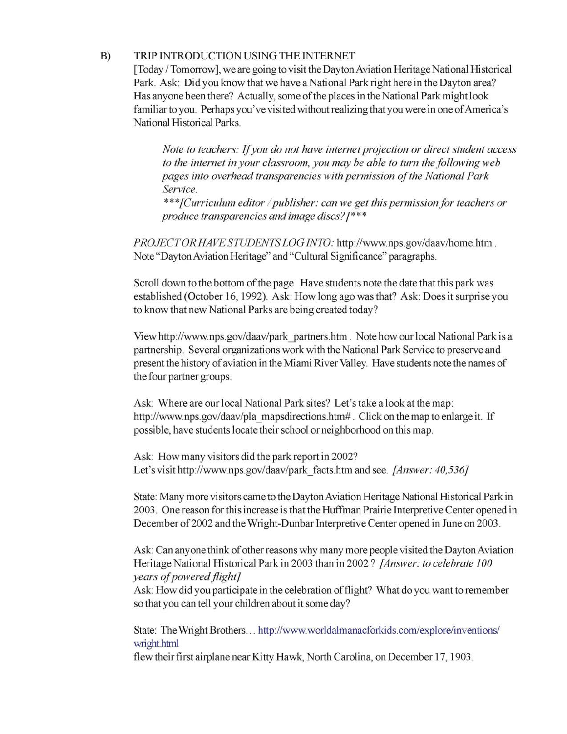## B) TRIP INTRODUCTION USING THE INTERNET

[Today / Tomorrow], we are going to visit the Dayton Aviation Heritage National Historical Park. Ask: Did you know that we have a National Park right here in the Dayton area? Has anyone been there? Actually, some of the places in the National Park might look familiar to you. Perhaps you've visited without realizing that you were in one of America's National Historical Parks.

> *Note to teachers: If you do not have internet projection or direct student access to the internet in your classroom, you may be able to turn the following web pages into overhead transparencies with permission of the National Park Service.*
> *\*\*\*[Curriculum editor / publisher: can we get this permission for teachers or produce transparencies and image discs?]\*\*\**

*PROJECT OR HAVE STUDENTS LOG INTO:* http://www.nps.gov/daav/home.htm . Note "Dayton Aviation Heritage" and "Cultural Significance" paragraphs.

Scroll down to the bottom of the page. Have students note the date that this park was established (October 16, 1992). Ask: How long ago was that? Ask: Does it surprise you to know that new National Parks are being created today?

View http://www.nps.gov/daav/park_partners.htm . Note how our local National Park is a partnership. Several organizations work with the National Park Service to preserve and present the history of aviation in the Miami River Valley. Have students note the names of the four partner groups.

Ask: Where are our local National Park sites? Let's take a look at the map: http://www.nps.gov/daav/pla_mapsdirections.htm# . Click on the map to enlarge it. If possible, have students locate their school or neighborhood on this map.

Ask: How many visitors did the park report in 2002?
Let's visit http://www.nps.gov/daav/park_facts.htm and see. *[Answer: 40,536]*

State: Many more visitors came to the Dayton Aviation Heritage National Historical Park in 2003. One reason for this increase is that the Huffman Prairie Interpretive Center opened in December of 2002 and the Wright-Dunbar Interpretive Center opened in June on 2003.

Ask: Can anyone think of other reasons why many more people visited the Dayton Aviation Heritage National Historical Park in 2003 than in 2002 ? *[Answer: to celebrate 100 years of powered flight]*
Ask: How did you participate in the celebration of flight? What do you want to remember so that you can tell your children about it some day?

State: The Wright Brothers… http://www.worldalmanacforkids.com/explore/inventions/wright.html
flew their first airplane near Kitty Hawk, North Carolina, on December 17, 1903.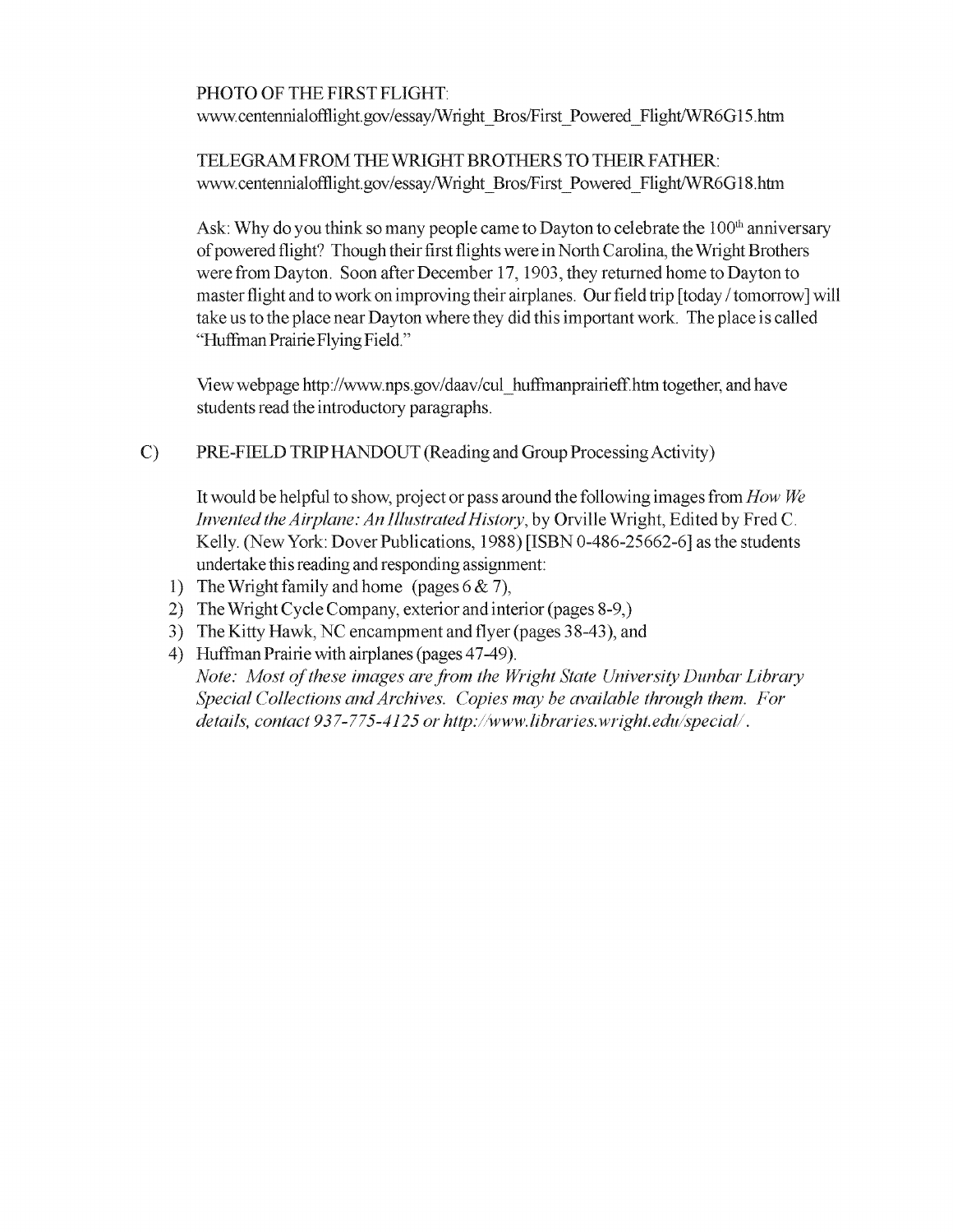PHOTO OF THE FIRST FLIGHT:
www.centennialofflight.gov/essay/Wright_Bros/First_Powered_Flight/WR6G15.htm

TELEGRAM FROM THE WRIGHT BROTHERS TO THEIR FATHER:
www.centennialofflight.gov/essay/Wright_Bros/First_Powered_Flight/WR6G18.htm

Ask: Why do you think so many people came to Dayton to celebrate the 100th anniversary of powered flight? Though their first flights were in North Carolina, the Wright Brothers were from Dayton. Soon after December 17, 1903, they returned home to Dayton to master flight and to work on improving their airplanes. Our field trip [today / tomorrow] will take us to the place near Dayton where they did this important work. The place is called "Huffman Prairie Flying Field."

View webpage http://www.nps.gov/daav/cul_huffmanprairieff.htm together, and have students read the introductory paragraphs.

C) PRE-FIELD TRIP HANDOUT (Reading and Group Processing Activity)

It would be helpful to show, project or pass around the following images from *How We Invented the Airplane: An Illustrated History*, by Orville Wright, Edited by Fred C. Kelly. (New York: Dover Publications, 1988) [ISBN 0-486-25662-6] as the students undertake this reading and responding assignment:

1) The Wright family and home (pages 6 & 7),
2) The Wright Cycle Company, exterior and interior (pages 8-9,)
3) The Kitty Hawk, NC encampment and flyer (pages 38-43), and
4) Huffman Prairie with airplanes (pages 47-49).

*Note: Most of these images are from the Wright State University Dunbar Library Special Collections and Archives. Copies may be available through them. For details, contact 937-775-4125 or http://www.libraries.wright.edu/special/ .*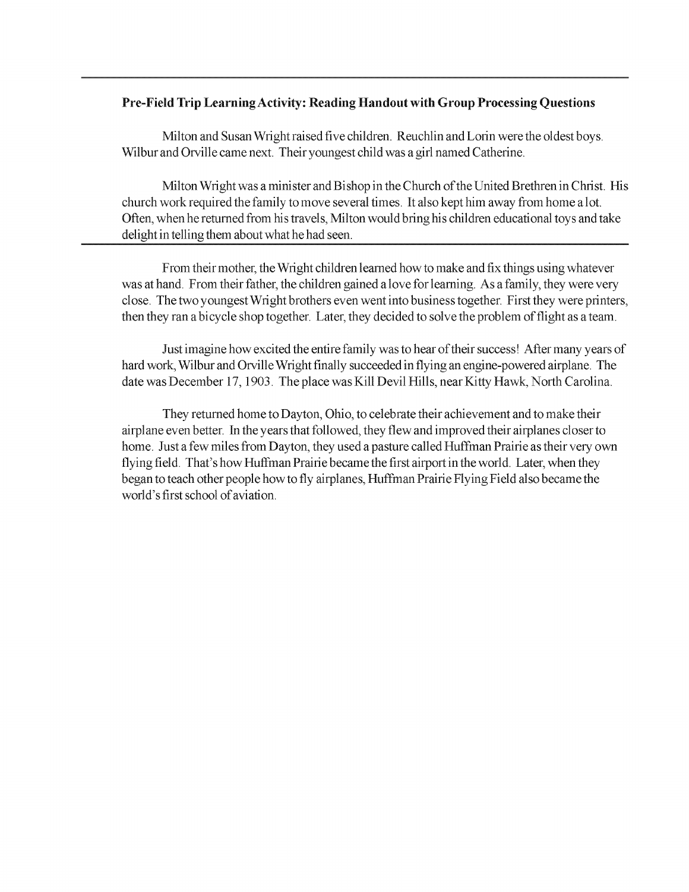**Pre-Field Trip Learning Activity: Reading Handout with Group Processing Questions**

Milton and Susan Wright raised five children. Reuchlin and Lorin were the oldest boys. Wilbur and Orville came next. Their youngest child was a girl named Catherine.

Milton Wright was a minister and Bishop in the Church of the United Brethren in Christ. His church work required the family to move several times. It also kept him away from home a lot. Often, when he returned from his travels, Milton would bring his children educational toys and take delight in telling them about what he had seen.

From their mother, the Wright children learned how to make and fix things using whatever was at hand. From their father, the children gained a love for learning. As a family, they were very close. The two youngest Wright brothers even went into business together. First they were printers, then they ran a bicycle shop together. Later, they decided to solve the problem of flight as a team.

Just imagine how excited the entire family was to hear of their success! After many years of hard work, Wilbur and Orville Wright finally succeeded in flying an engine-powered airplane. The date was December 17, 1903. The place was Kill Devil Hills, near Kitty Hawk, North Carolina.

They returned home to Dayton, Ohio, to celebrate their achievement and to make their airplane even better. In the years that followed, they flew and improved their airplanes closer to home. Just a few miles from Dayton, they used a pasture called Huffman Prairie as their very own flying field. That's how Huffman Prairie became the first airport in the world. Later, when they began to teach other people how to fly airplanes, Huffman Prairie Flying Field also became the world's first school of aviation.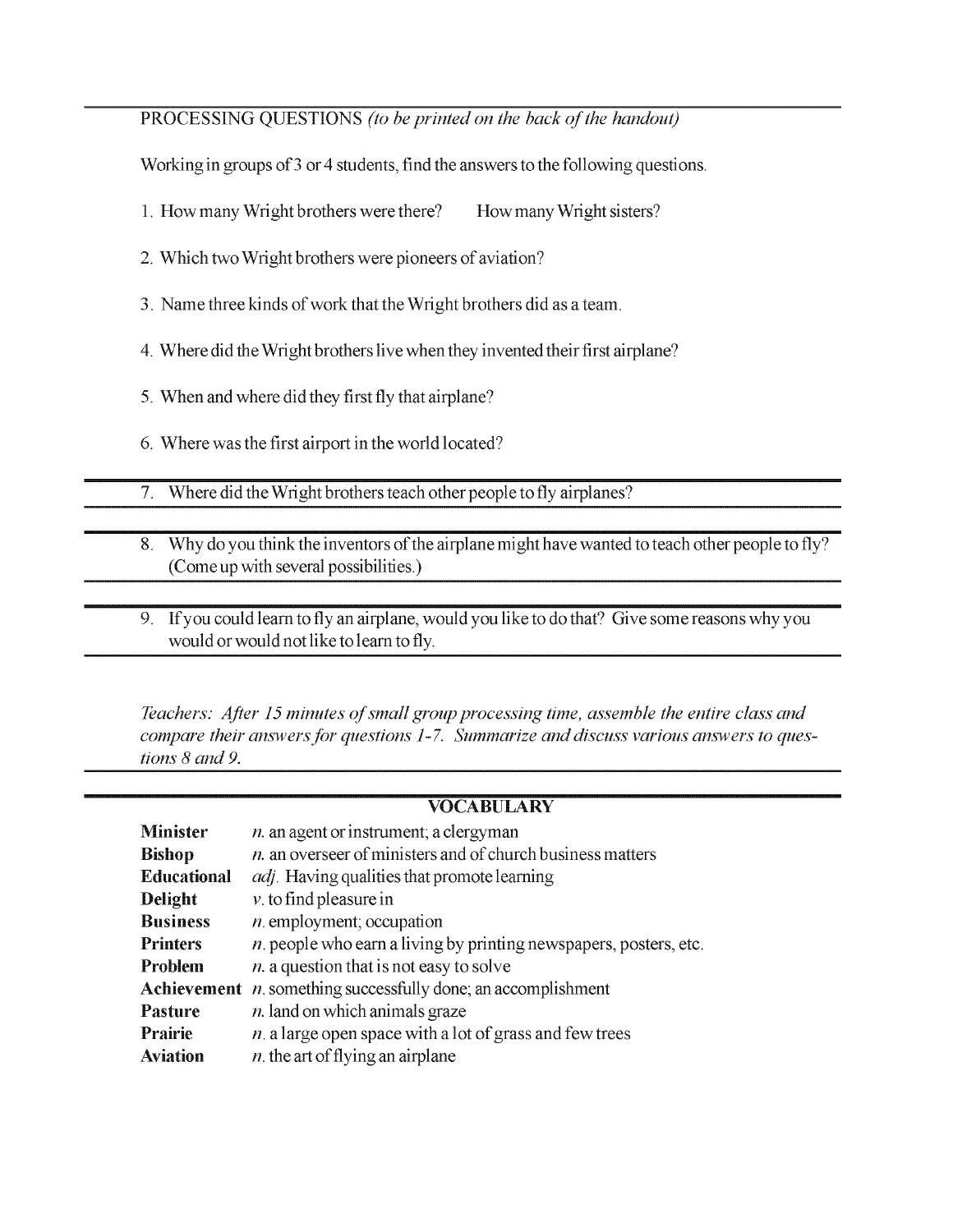PROCESSING QUESTIONS *(to be printed on the back of the handout)*

Working in groups of 3 or 4 students, find the answers to the following questions.

1. How many Wright brothers were there? How many Wright sisters?
2. Which two Wright brothers were pioneers of aviation?
3. Name three kinds of work that the Wright brothers did as a team.
4. Where did the Wright brothers live when they invented their first airplane?
5. When and where did they first fly that airplane?
6. Where was the first airport in the world located?
7. Where did the Wright brothers teach other people to fly airplanes?
8. Why do you think the inventors of the airplane might have wanted to teach other people to fly? (Come up with several possibilities.)
9. If you could learn to fly an airplane, would you like to do that? Give some reasons why you would or would not like to learn to fly.

*Teachers: After 15 minutes of small group processing time, assemble the entire class and compare their answers for questions 1-7. Summarize and discuss various answers to questions 8 and 9.*

## VOCABULARY

| | |
|---|---|
| **Minister** | *n.* an agent or instrument; a clergyman |
| **Bishop** | *n.* an overseer of ministers and of church business matters |
| **Educational** | *adj.* Having qualities that promote learning |
| **Delight** | *v.* to find pleasure in |
| **Business** | *n.* employment; occupation |
| **Printers** | *n.* people who earn a living by printing newspapers, posters, etc. |
| **Problem** | *n.* a question that is not easy to solve |
| **Achievement** | *n.* something successfully done; an accomplishment |
| **Pasture** | *n.* land on which animals graze |
| **Prairie** | *n.* a large open space with a lot of grass and few trees |
| **Aviation** | *n.* the art of flying an airplane |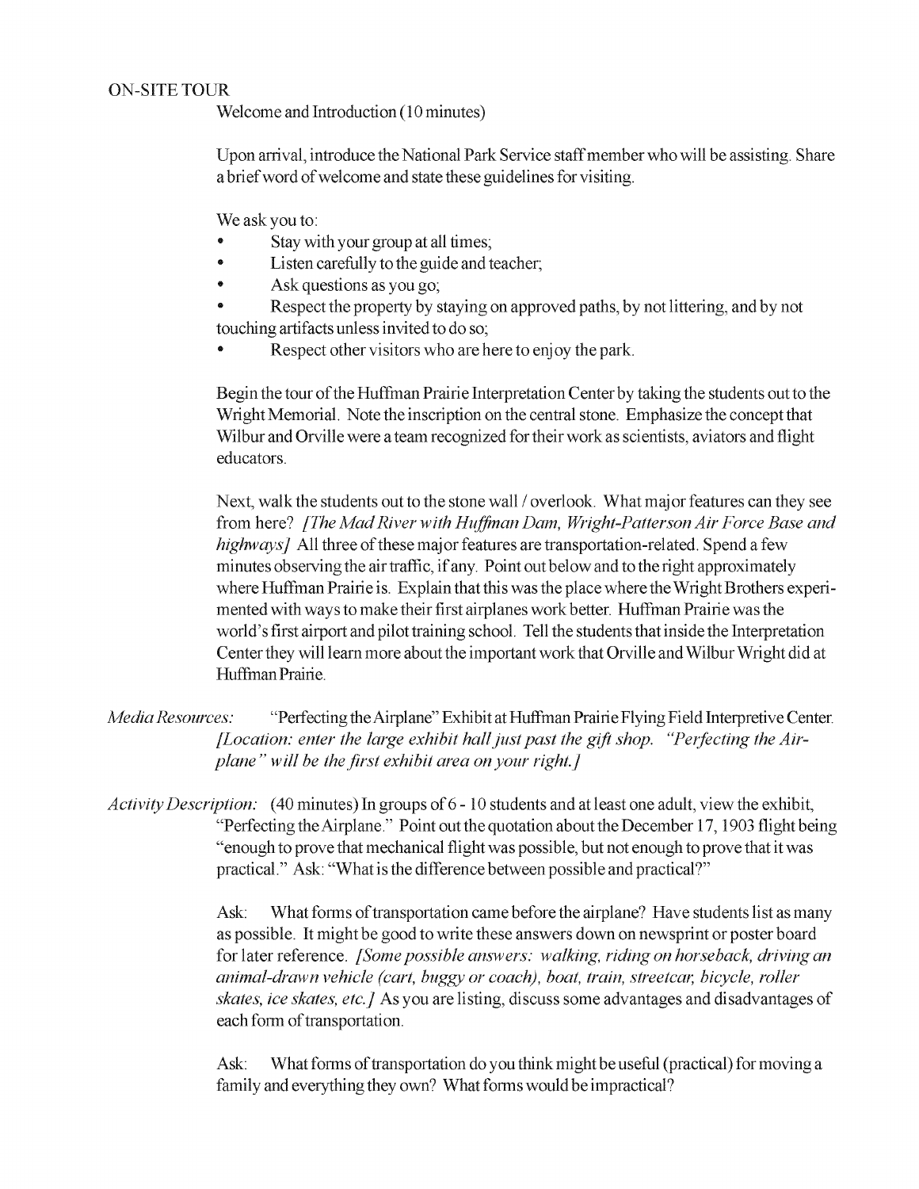## ON-SITE TOUR

Welcome and Introduction (10 minutes)

Upon arrival, introduce the National Park Service staff member who will be assisting. Share a brief word of welcome and state these guidelines for visiting.

We ask you to:

- Stay with your group at all times;
- Listen carefully to the guide and teacher;
- Ask questions as you go;
- Respect the property by staying on approved paths, by not littering, and by not touching artifacts unless invited to do so;
- Respect other visitors who are here to enjoy the park.

Begin the tour of the Huffman Prairie Interpretation Center by taking the students out to the Wright Memorial. Note the inscription on the central stone. Emphasize the concept that Wilbur and Orville were a team recognized for their work as scientists, aviators and flight educators.

Next, walk the students out to the stone wall / overlook. What major features can they see from here? *[The Mad River with Huffman Dam, Wright-Patterson Air Force Base and highways]* All three of these major features are transportation-related. Spend a few minutes observing the air traffic, if any. Point out below and to the right approximately where Huffman Prairie is. Explain that this was the place where the Wright Brothers experimented with ways to make their first airplanes work better. Huffman Prairie was the world's first airport and pilot training school. Tell the students that inside the Interpretation Center they will learn more about the important work that Orville and Wilbur Wright did at Huffman Prairie.

*Media Resources:* "Perfecting the Airplane" Exhibit at Huffman Prairie Flying Field Interpretive Center. *[Location: enter the large exhibit hall just past the gift shop. "Perfecting the Airplane" will be the first exhibit area on your right.]*

*Activity Description:* (40 minutes) In groups of 6 - 10 students and at least one adult, view the exhibit, "Perfecting the Airplane." Point out the quotation about the December 17, 1903 flight being "enough to prove that mechanical flight was possible, but not enough to prove that it was practical." Ask: "What is the difference between possible and practical?"

Ask: What forms of transportation came before the airplane? Have students list as many as possible. It might be good to write these answers down on newsprint or poster board for later reference. *[Some possible answers: walking, riding on horseback, driving an animal-drawn vehicle (cart, buggy or coach), boat, train, streetcar, bicycle, roller skates, ice skates, etc.]* As you are listing, discuss some advantages and disadvantages of each form of transportation.

Ask: What forms of transportation do you think might be useful (practical) for moving a family and everything they own? What forms would be impractical?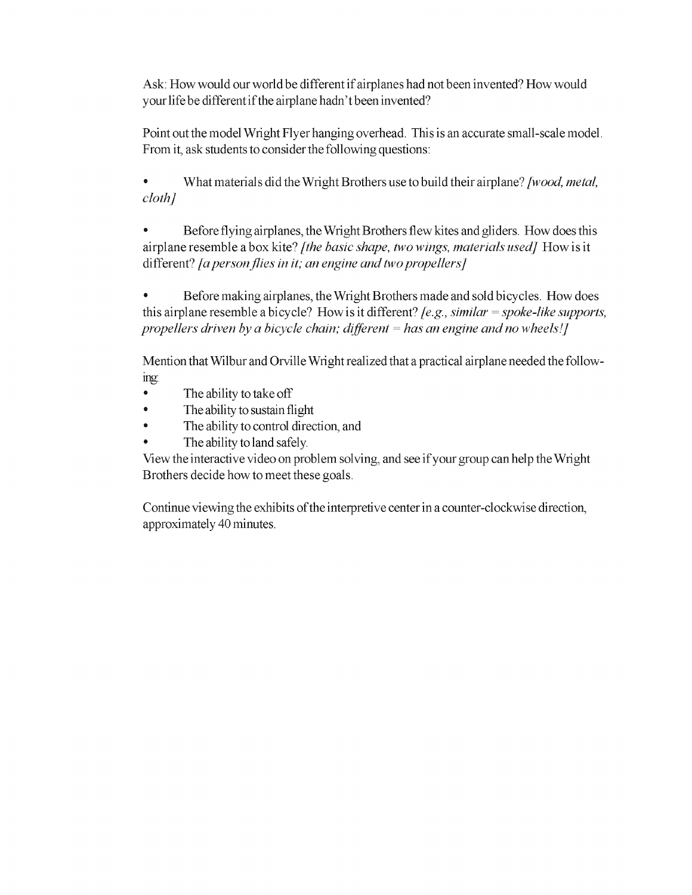Ask: How would our world be different if airplanes had not been invented? How would your life be different if the airplane hadn't been invented?

Point out the model Wright Flyer hanging overhead. This is an accurate small-scale model. From it, ask students to consider the following questions:

- What materials did the Wright Brothers use to build their airplane? *[wood, metal, cloth]*

- Before flying airplanes, the Wright Brothers flew kites and gliders. How does this airplane resemble a box kite? *[the basic shape, two wings, materials used]* How is it different? *[a person flies in it; an engine and two propellers]*

- Before making airplanes, the Wright Brothers made and sold bicycles. How does this airplane resemble a bicycle? How is it different? *[e.g., similar = spoke-like supports, propellers driven by a bicycle chain; different = has an engine and no wheels!]*

Mention that Wilbur and Orville Wright realized that a practical airplane needed the following:

- The ability to take off
- The ability to sustain flight
- The ability to control direction, and
- The ability to land safely.

View the interactive video on problem solving, and see if your group can help the Wright Brothers decide how to meet these goals.

Continue viewing the exhibits of the interpretive center in a counter-clockwise direction, approximately 40 minutes.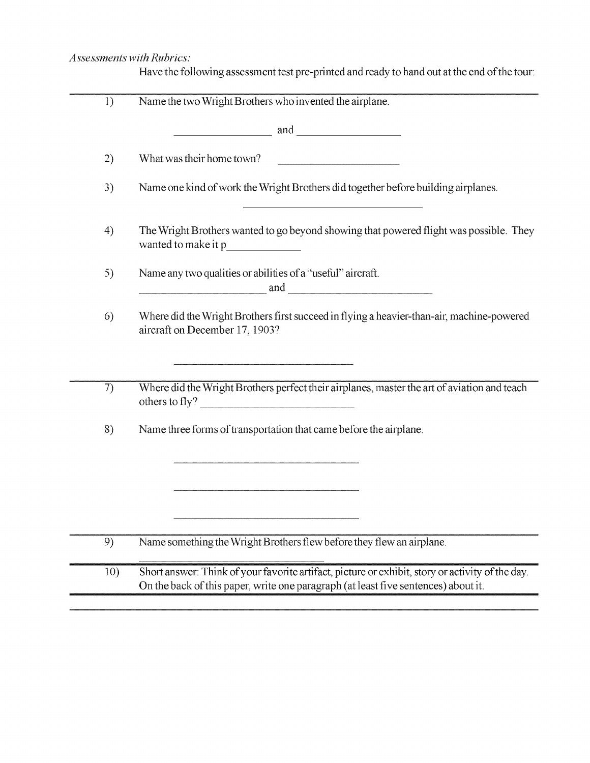*Assessments with Rubrics:*

Have the following assessment test pre-printed and ready to hand out at the end of the tour:

---

1) Name the two Wright Brothers who invented the airplane.

   ________________ and ________________

2) What was their home town? ____________________

3) Name one kind of work the Wright Brothers did together before building airplanes.

   ______________________________

4) The Wright Brothers wanted to go beyond showing that powered flight was possible. They wanted to make it p____________

5) Name any two qualities or abilities of a "useful" aircraft.

   ____________________ and ______________________

6) Where did the Wright Brothers first succeed in flying a heavier-than-air, machine-powered aircraft on December 17, 1903?

   ______________________________

---

7) Where did the Wright Brothers perfect their airplanes, master the art of aviation and teach others to fly? ________________________

8) Name three forms of transportation that came before the airplane.

   ______________________________

   ______________________________

   ______________________________

---

9) Name something the Wright Brothers flew before they flew an airplane.

   ________________________

---

10) Short answer: Think of your favorite artifact, picture or exhibit, story or activity of the day. On the back of this paper, write one paragraph (at least five sentences) about it.

---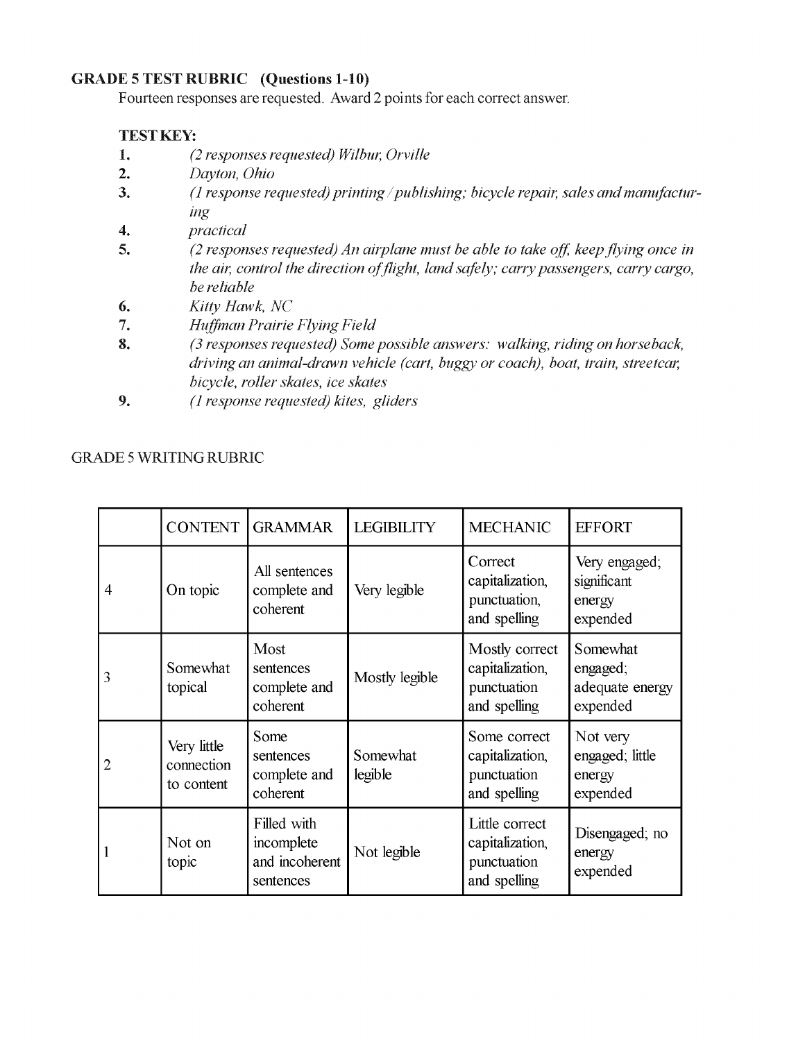**GRADE 5 TEST RUBRIC (Questions 1-10)**

Fourteen responses are requested. Award 2 points for each correct answer.

**TEST KEY:**

1. *(2 responses requested) Wilbur, Orville*
2. *Dayton, Ohio*
3. *(1 response requested) printing / publishing; bicycle repair, sales and manufacturing*
4. *practical*
5. *(2 responses requested) An airplane must be able to take off, keep flying once in the air, control the direction of flight, land safely; carry passengers, carry cargo, be reliable*
6. *Kitty Hawk, NC*
7. *Huffman Prairie Flying Field*
8. *(3 responses requested) Some possible answers: walking, riding on horseback, driving an animal-drawn vehicle (cart, buggy or coach), boat, train, streetcar, bicycle, roller skates, ice skates*
9. *(1 response requested) kites, gliders*

GRADE 5 WRITING RUBRIC

| | CONTENT | GRAMMAR | LEGIBILITY | MECHANIC | EFFORT |
|---|---|---|---|---|---|
| 4 | On topic | All sentences complete and coherent | Very legible | Correct capitalization, punctuation, and spelling | Very engaged; significant energy expended |
| 3 | Somewhat topical | Most sentences complete and coherent | Mostly legible | Mostly correct capitalization, punctuation and spelling | Somewhat engaged; adequate energy expended |
| 2 | Very little connection to content | Some sentences complete and coherent | Somewhat legible | Some correct capitalization, punctuation and spelling | Not very engaged; little energy expended |
| 1 | Not on topic | Filled with incomplete and incoherent sentences | Not legible | Little correct capitalization, punctuation and spelling | Disengaged; no energy expended |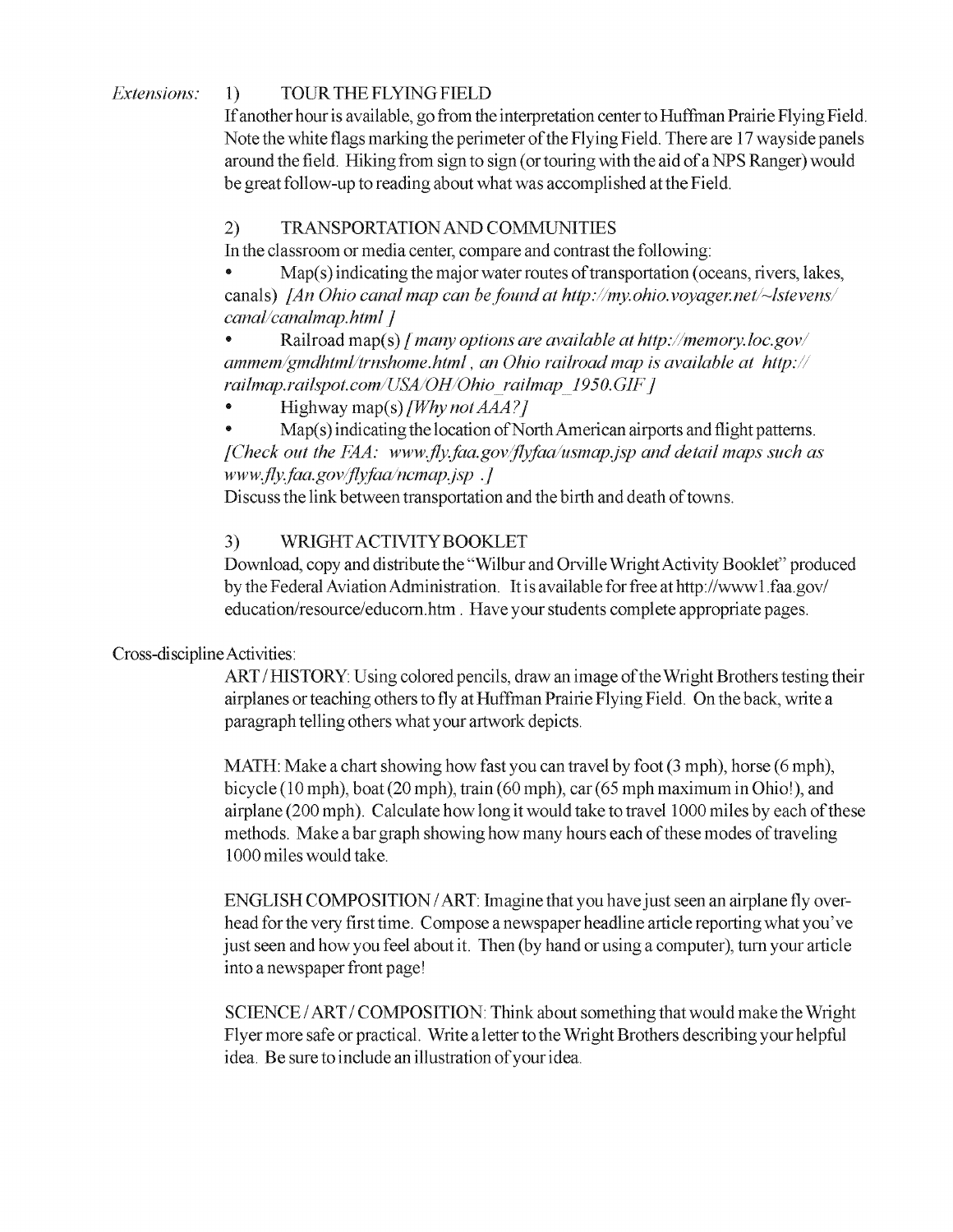*Extensions:*

1) TOUR THE FLYING FIELD

If another hour is available, go from the interpretation center to Huffman Prairie Flying Field. Note the white flags marking the perimeter of the Flying Field. There are 17 wayside panels around the field. Hiking from sign to sign (or touring with the aid of a NPS Ranger) would be great follow-up to reading about what was accomplished at the Field.

2) TRANSPORTATION AND COMMUNITIES

In the classroom or media center, compare and contrast the following:

- Map(s) indicating the major water routes of transportation (oceans, rivers, lakes, canals) *[An Ohio canal map can be found at http://my.ohio.voyager.net/~lstevens/canal/canalmap.html ]*
- Railroad map(s) *[ many options are available at http://memory.loc.gov/ammem/gmdhtml/trnshome.html , an Ohio railroad map is available at http://railmap.railspot.com/USA/OH/Ohio_railmap_1950.GIF ]*
- Highway map(s) *[Why not AAA?]*
- Map(s) indicating the location of North American airports and flight patterns. *[Check out the FAA: www.fly.faa.gov/flyfaa/usmap.jsp and detail maps such as www.fly.faa.gov/flyfaa/ncmap.jsp .]*

Discuss the link between transportation and the birth and death of towns.

3) WRIGHT ACTIVITY BOOKLET

Download, copy and distribute the "Wilbur and Orville Wright Activity Booklet" produced by the Federal Aviation Administration. It is available for free at http://www1.faa.gov/education/resource/educorn.htm . Have your students complete appropriate pages.

Cross-discipline Activities:

ART / HISTORY: Using colored pencils, draw an image of the Wright Brothers testing their airplanes or teaching others to fly at Huffman Prairie Flying Field. On the back, write a paragraph telling others what your artwork depicts.

MATH: Make a chart showing how fast you can travel by foot (3 mph), horse (6 mph), bicycle (10 mph), boat (20 mph), train (60 mph), car (65 mph maximum in Ohio!), and airplane (200 mph). Calculate how long it would take to travel 1000 miles by each of these methods. Make a bar graph showing how many hours each of these modes of traveling 1000 miles would take.

ENGLISH COMPOSITION / ART: Imagine that you have just seen an airplane fly overhead for the very first time. Compose a newspaper headline article reporting what you've just seen and how you feel about it. Then (by hand or using a computer), turn your article into a newspaper front page!

SCIENCE / ART / COMPOSITION: Think about something that would make the Wright Flyer more safe or practical. Write a letter to the Wright Brothers describing your helpful idea. Be sure to include an illustration of your idea.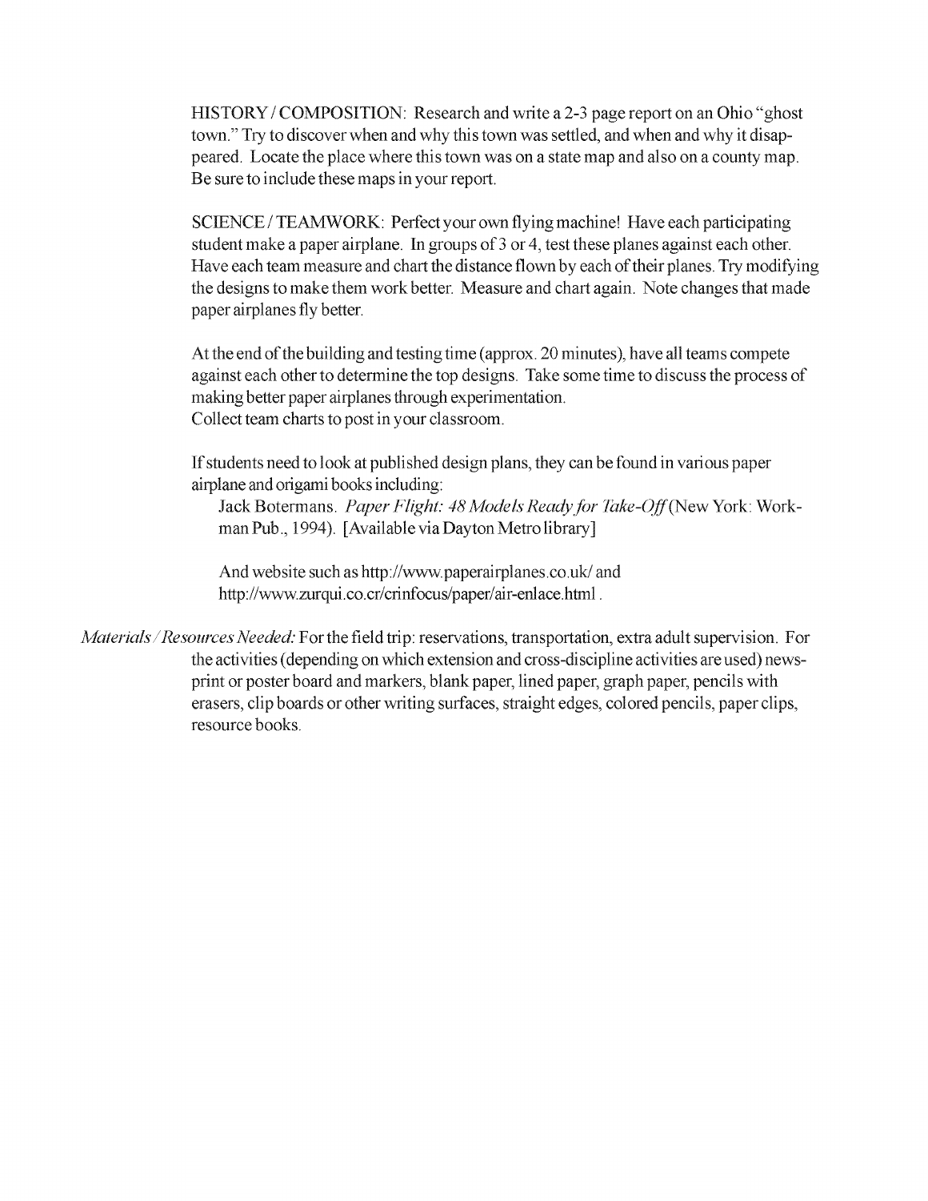HISTORY / COMPOSITION: Research and write a 2-3 page report on an Ohio "ghost town." Try to discover when and why this town was settled, and when and why it disappeared. Locate the place where this town was on a state map and also on a county map. Be sure to include these maps in your report.

SCIENCE / TEAMWORK: Perfect your own flying machine! Have each participating student make a paper airplane. In groups of 3 or 4, test these planes against each other. Have each team measure and chart the distance flown by each of their planes. Try modifying the designs to make them work better. Measure and chart again. Note changes that made paper airplanes fly better.

At the end of the building and testing time (approx. 20 minutes), have all teams compete against each other to determine the top designs. Take some time to discuss the process of making better paper airplanes through experimentation.
Collect team charts to post in your classroom.

If students need to look at published design plans, they can be found in various paper airplane and origami books including:

Jack Botermans. *Paper Flight: 48 Models Ready for Take-Off* (New York: Workman Pub., 1994). [Available via Dayton Metro library]

And website such as http://www.paperairplanes.co.uk/ and http://www.zurqui.co.cr/crinfocus/paper/air-enlace.html .

*Materials / Resources Needed:* For the field trip: reservations, transportation, extra adult supervision. For the activities (depending on which extension and cross-discipline activities are used) newsprint or poster board and markers, blank paper, lined paper, graph paper, pencils with erasers, clip boards or other writing surfaces, straight edges, colored pencils, paper clips, resource books.